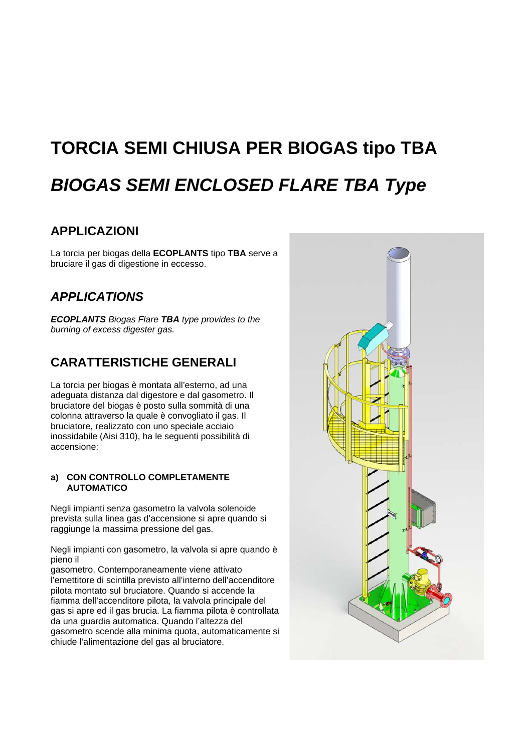# TORCIA SEMI CHIUSA PER BIOGAS tipo TBA

# *BIOGAS SEMI ENCLOSED FLARE TBA Type*

## APPLICAZIONI

La torcia per biogas della **ECOPLANTS** tipo **TBA** serve a bruciare il gas di digestione in eccesso.

## *APPLICATIONS*

***ECOPLANTS*** *Biogas Flare* ***TBA*** *type provides to the burning of excess digester gas.*

## CARATTERISTICHE GENERALI

La torcia per biogas è montata all'esterno, ad una adeguata distanza dal digestore e dal gasometro. Il bruciatore del biogas è posto sulla sommità di una colonna attraverso la quale è convogliato il gas. Il bruciatore, realizzato con uno speciale acciaio inossidabile (Aisi 310), ha le seguenti possibilità di accensione:

#### a) CON CONTROLLO COMPLETAMENTE AUTOMATICO

Negli impianti senza gasometro la valvola solenoide prevista sulla linea gas d'accensione si apre quando si raggiunge la massima pressione del gas.

Negli impianti con gasometro, la valvola si apre quando è pieno il gasometro. Contemporaneamente viene attivato l'emettitore di scintilla previsto all'interno dell'accenditore pilota montato sul bruciatore. Quando si accende la fiamma dell'accenditore pilota, la valvola principale del gas si apre ed il gas brucia. La fiamma pilota è controllata da una guardia automatica. Quando l'altezza del gasometro scende alla minima quota, automaticamente si chiude l'alimentazione del gas al bruciatore.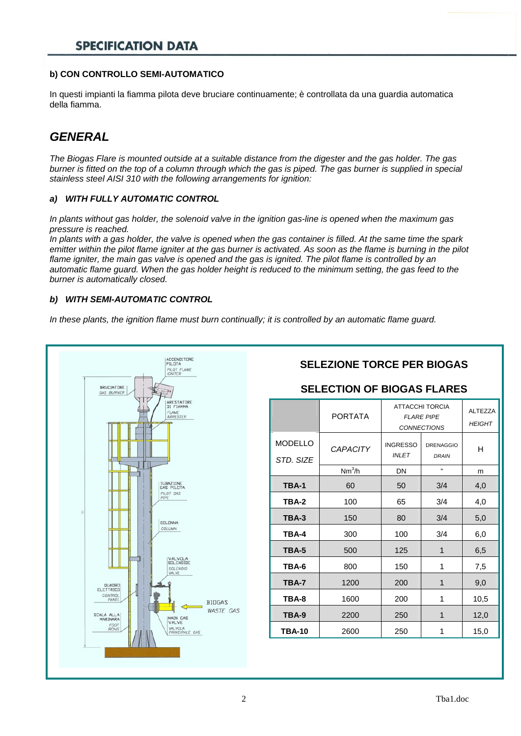## SPECIFICATION DATA

**b) CON CONTROLLO SEMI-AUTOMATICO**

In questi impianti la fiamma pilota deve bruciare continuamente; è controllata da una guardia automatica della fiamma.

## *GENERAL*

*The Biogas Flare is mounted outside at a suitable distance from the digester and the gas holder. The gas burner is fitted on the top of a column through which the gas is piped. The gas burner is supplied in special stainless steel AISI 310 with the following arrangements for ignition:*

### *a) WITH FULLY AUTOMATIC CONTROL*

*In plants without gas holder, the solenoid valve in the ignition gas-line is opened when the maximum gas pressure is reached.*
*In plants with a gas holder, the valve is opened when the gas container is filled. At the same time the spark emitter within the pilot flame igniter at the gas burner is activated. As soon as the flame is burning in the pilot flame igniter, the main gas valve is opened and the gas is ignited. The pilot flame is controlled by an automatic flame guard. When the gas holder height is reduced to the minimum setting, the gas feed to the burner is automatically closed.*

### *b) WITH SEMI-AUTOMATIC CONTROL*

*In these plants, the ignition flame must burn continually; it is controlled by an automatic flame guard.*

ACCENDITORE PILOTA *PILOT FLAME IGNITER*
BRUCIATORE *GAS BURNER*
ARESTATORE DI FIAMMA *FLAME ARRESTER*
TUBAZIONE GAS PILOTA *PILOT GAS PIPE*
COLONNA *COLUMN*
VALVOLA SOLENOIDE *SOLENOID VALVE*
QUADRO ELETTRICO *CONTROL PANEL*
SCALA ALLA MARINARA *FOOT IRONS*
MAIN GAS VALVE *VALVOLA PRINCIPALE GAS*
BIOGAS *WASTE GAS*
H

**SELEZIONE TORCE PER BIOGAS**

**SELECTION OF BIOGAS FLARES**

| | PORTATA | ATTACCHI TORCIA *FLARE PIPE CONNECTIONS* | | ALTEZZA *HEIGHT* |
|---|---|---|---|---|
| MODELLO *STD. SIZE* | *CAPACITY* | INGRESSO *INLET* | DRENAGGIO *DRAIN* | H |
| | $Nm^3/h$ | DN | " | m |
| **TBA-1** | 60 | 50 | 3/4 | 4,0 |
| **TBA-2** | 100 | 65 | 3/4 | 4,0 |
| **TBA-3** | 150 | 80 | 3/4 | 5,0 |
| **TBA-4** | 300 | 100 | 3/4 | 6,0 |
| **TBA-5** | 500 | 125 | 1 | 6,5 |
| **TBA-6** | 800 | 150 | 1 | 7,5 |
| **TBA-7** | 1200 | 200 | 1 | 9,0 |
| **TBA-8** | 1600 | 200 | 1 | 10,5 |
| **TBA-9** | 2200 | 250 | 1 | 12,0 |
| **TBA-10** | 2600 | 250 | 1 | 15,0 |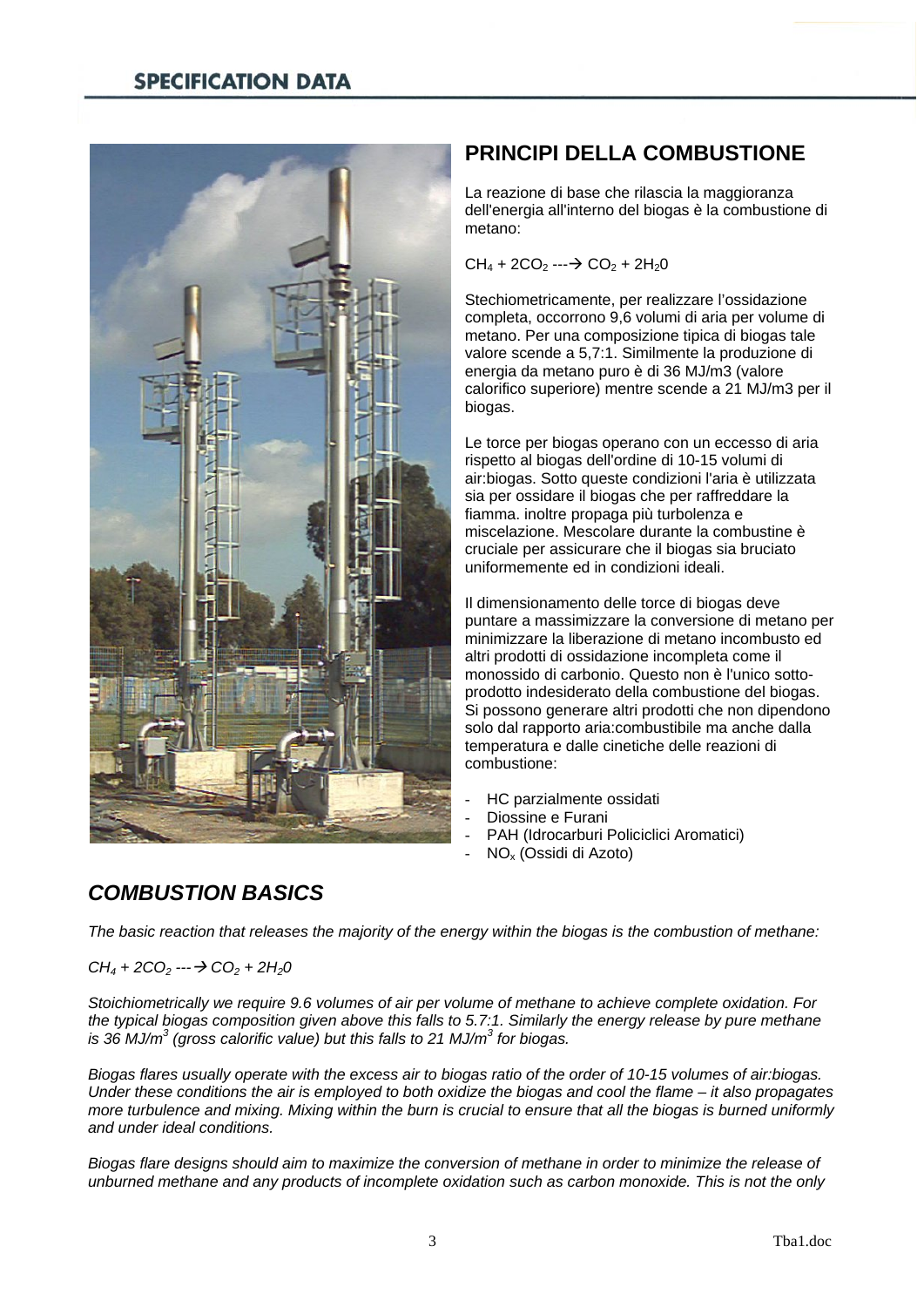## SPECIFICATION DATA

## PRINCIPI DELLA COMBUSTIONE

La reazione di base che rilascia la maggioranza dell'energia all'interno del biogas è la combustione di metano:

$CH_4 + 2CO_2 \dashrightarrow CO_2 + 2H_20$

Stechiometricamente, per realizzare l'ossidazione completa, occorrono 9,6 volumi di aria per volume di metano. Per una composizione tipica di biogas tale valore scende a 5,7:1. Similmente la produzione di energia da metano puro è di 36 MJ/m3 (valore calorifico superiore) mentre scende a 21 MJ/m3 per il biogas.

Le torce per biogas operano con un eccesso di aria rispetto al biogas dell'ordine di 10-15 volumi di air:biogas. Sotto queste condizioni l'aria è utilizzata sia per ossidare il biogas che per raffreddare la fiamma. inoltre propaga più turbolenza e miscelazione. Mescolare durante la combustine è cruciale per assicurare che il biogas sia bruciato uniformemente ed in condizioni ideali.

Il dimensionamento delle torce di biogas deve puntare a massimizzare la conversione di metano per minimizzare la liberazione di metano incombusto ed altri prodotti di ossidazione incompleta come il monossido di carbonio. Questo non è l'unico sotto-prodotto indesiderato della combustione del biogas. Si possono generare altri prodotti che non dipendono solo dal rapporto aria:combustibile ma anche dalla temperatura e dalle cinetiche delle reazioni di combustione:

- HC parzialmente ossidati
- Diossine e Furani
- PAH (Idrocarburi Policiclici Aromatici)
- $NO_x$ (Ossidi di Azoto)

## *COMBUSTION BASICS*

*The basic reaction that releases the majority of the energy within the biogas is the combustion of methane:*

$CH_4 + 2CO_2 \dashrightarrow CO_2 + 2H_20$

*Stoichiometrically we require 9.6 volumes of air per volume of methane to achieve complete oxidation. For the typical biogas composition given above this falls to 5.7:1. Similarly the energy release by pure methane is 36 MJ/m$^3$ (gross calorific value) but this falls to 21 MJ/m$^3$ for biogas.*

*Biogas flares usually operate with the excess air to biogas ratio of the order of 10-15 volumes of air:biogas. Under these conditions the air is employed to both oxidize the biogas and cool the flame – it also propagates more turbulence and mixing. Mixing within the burn is crucial to ensure that all the biogas is burned uniformly and under ideal conditions.*

*Biogas flare designs should aim to maximize the conversion of methane in order to minimize the release of unburned methane and any products of incomplete oxidation such as carbon monoxide. This is not the only*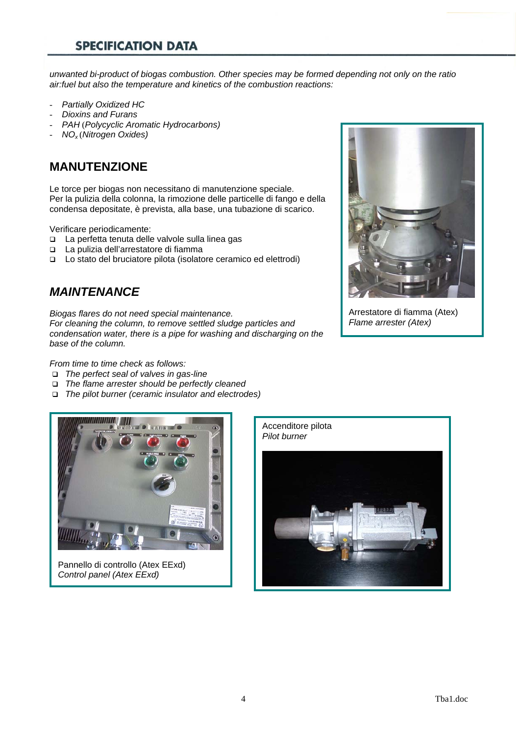*unwanted bi-product of biogas combustion. Other species may be formed depending not only on the ratio air:fuel but also the temperature and kinetics of the combustion reactions:*

- *Partially Oxidized HC*
- *Dioxins and Furans*
- *PAH (Polycyclic Aromatic Hydrocarbons)*
- *$NO_x$ (Nitrogen Oxides)*

## MANUTENZIONE

Le torce per biogas non necessitano di manutenzione speciale.
Per la pulizia della colonna, la rimozione delle particelle di fango e della condensa depositate, è prevista, alla base, una tubazione di scarico.

Verificare periodicamente:

- La perfetta tenuta delle valvole sulla linea gas
- La pulizia dell'arrestatore di fiamma
- Lo stato del bruciatore pilota (isolatore ceramico ed elettrodi)

## *MAINTENANCE*

*Biogas flares do not need special maintenance.*
*For cleaning the column, to remove settled sludge particles and condensation water, there is a pipe for washing and discharging on the base of the column.*

*From time to time check as follows:*

- *The perfect seal of valves in gas-line*
- *The flame arrester should be perfectly cleaned*
- *The pilot burner (ceramic insulator and electrodes)*

Arrestatore di fiamma (Atex)
*Flame arrester (Atex)*

Pannello di controllo (Atex EExd)
*Control panel (Atex EExd)*

Accenditore pilota
*Pilot burner*